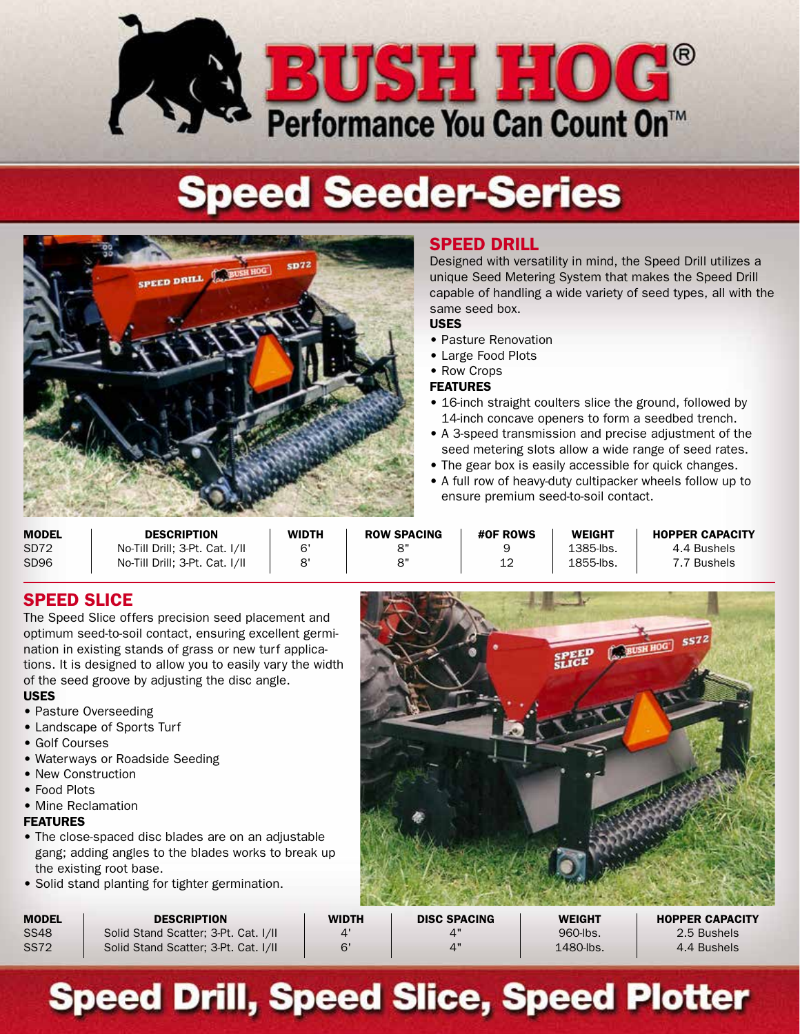# BUSH HOG®

Performance You Can Count On™

# Speed Seeder-Series

## SPEED DRILL

Designed with versatility in mind, the Speed Drill utilizes a unique Seed Metering System that makes the Speed Drill capable of handling a wide variety of seed types, all with the same seed box.

**USES**

- Pasture Renovation
- Large Food Plots
- Row Crops

**FEATURES**

- 16-inch straight coulters slice the ground, followed by 14-inch concave openers to form a seedbed trench.
- A 3-speed transmission and precise adjustment of the seed metering slots allow a wide range of seed rates.
- The gear box is easily accessible for quick changes.
- A full row of heavy-duty cultipacker wheels follow up to ensure premium seed-to-soil contact.

| MODEL | DESCRIPTION | WIDTH | ROW SPACING | #OF ROWS | WEIGHT | HOPPER CAPACITY |
|---|---|---|---|---|---|---|
| SD72 | No-Till Drill; 3-Pt. Cat. I/II | 6' | 8" | 9 | 1385-lbs. | 4.4 Bushels |
| SD96 | No-Till Drill; 3-Pt. Cat. I/II | 8' | 8" | 12 | 1855-lbs. | 7.7 Bushels |

## SPEED SLICE

The Speed Slice offers precision seed placement and optimum seed-to-soil contact, ensuring excellent germination in existing stands of grass or new turf applications. It is designed to allow you to easily vary the width of the seed groove by adjusting the disc angle.

**USES**

- Pasture Overseeding
- Landscape of Sports Turf
- Golf Courses
- Waterways or Roadside Seeding
- New Construction
- Food Plots
- Mine Reclamation

**FEATURES**

- The close-spaced disc blades are on an adjustable gang; adding angles to the blades works to break up the existing root base.
- Solid stand planting for tighter germination.

| MODEL | DESCRIPTION | WIDTH | DISC SPACING | WEIGHT | HOPPER CAPACITY |
|---|---|---|---|---|---|
| SS48 | Solid Stand Scatter; 3-Pt. Cat. I/II | 4' | 4" | 960-lbs. | 2.5 Bushels |
| SS72 | Solid Stand Scatter; 3-Pt. Cat. I/II | 6' | 4" | 1480-lbs. | 4.4 Bushels |

# Speed Drill, Speed Slice, Speed Plotter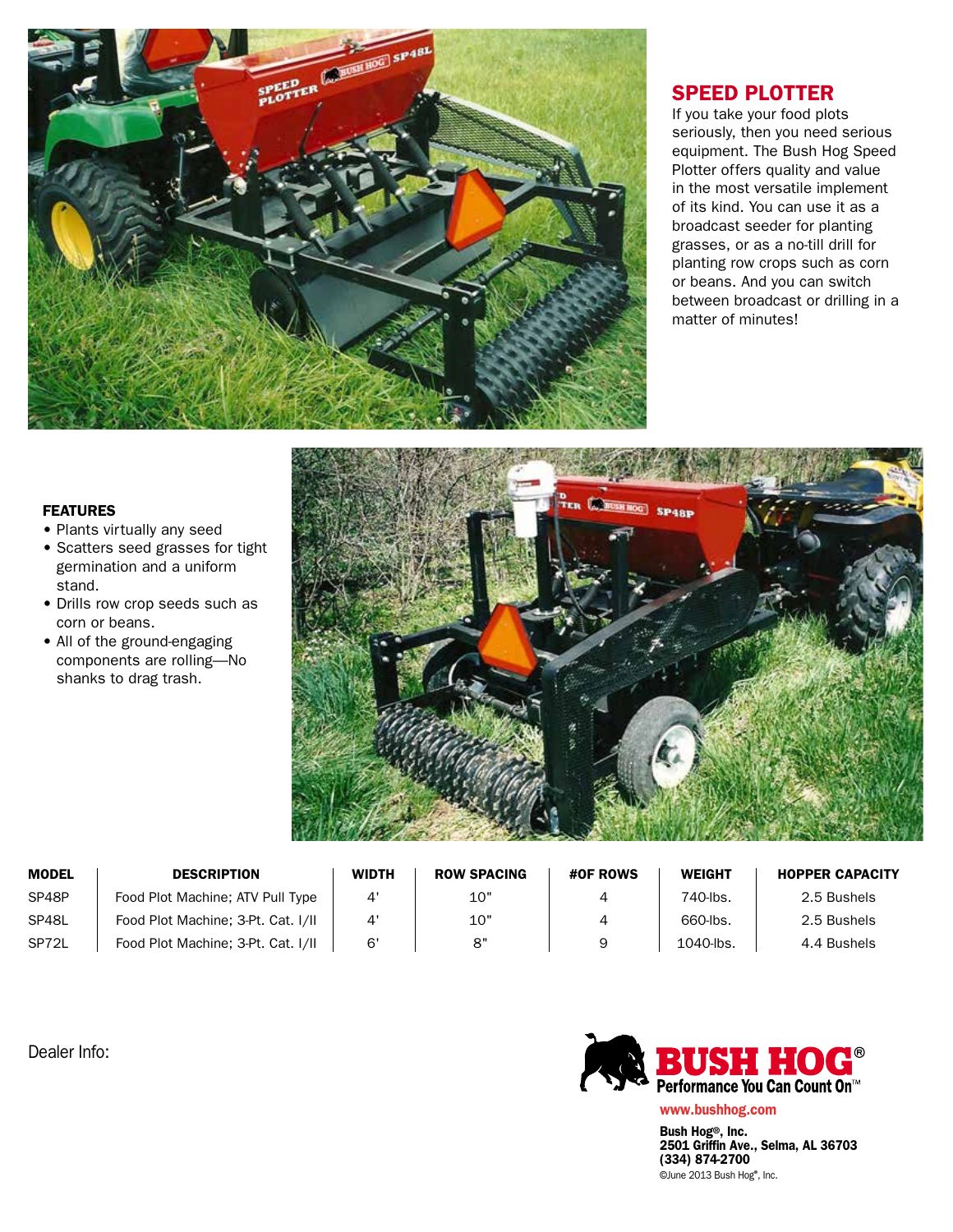## SPEED PLOTTER

If you take your food plots seriously, then you need serious equipment. The Bush Hog Speed Plotter offers quality and value in the most versatile implement of its kind. You can use it as a broadcast seeder for planting grasses, or as a no-till drill for planting row crops such as corn or beans. And you can switch between broadcast or drilling in a matter of minutes!

### FEATURES

- Plants virtually any seed
- Scatters seed grasses for tight germination and a uniform stand.
- Drills row crop seeds such as corn or beans.
- All of the ground-engaging components are rolling—No shanks to drag trash.

| MODEL | DESCRIPTION | WIDTH | ROW SPACING | #OF ROWS | WEIGHT | HOPPER CAPACITY |
|---|---|---|---|---|---|---|
| SP48P | Food Plot Machine; ATV Pull Type | 4' | 10" | 4 | 740-lbs. | 2.5 Bushels |
| SP48L | Food Plot Machine; 3-Pt. Cat. I/II | 4' | 10" | 4 | 660-lbs. | 2.5 Bushels |
| SP72L | Food Plot Machine; 3-Pt. Cat. I/II | 6' | 8" | 9 | 1040-lbs. | 4.4 Bushels |

Dealer Info:

**BUSH HOG®**
Performance You Can Count On™

www.bushhog.com

**Bush Hog®, Inc.**
**2501 Griffin Ave., Selma, AL 36703**
**(334) 874-2700**
©June 2013 Bush Hog®, Inc.